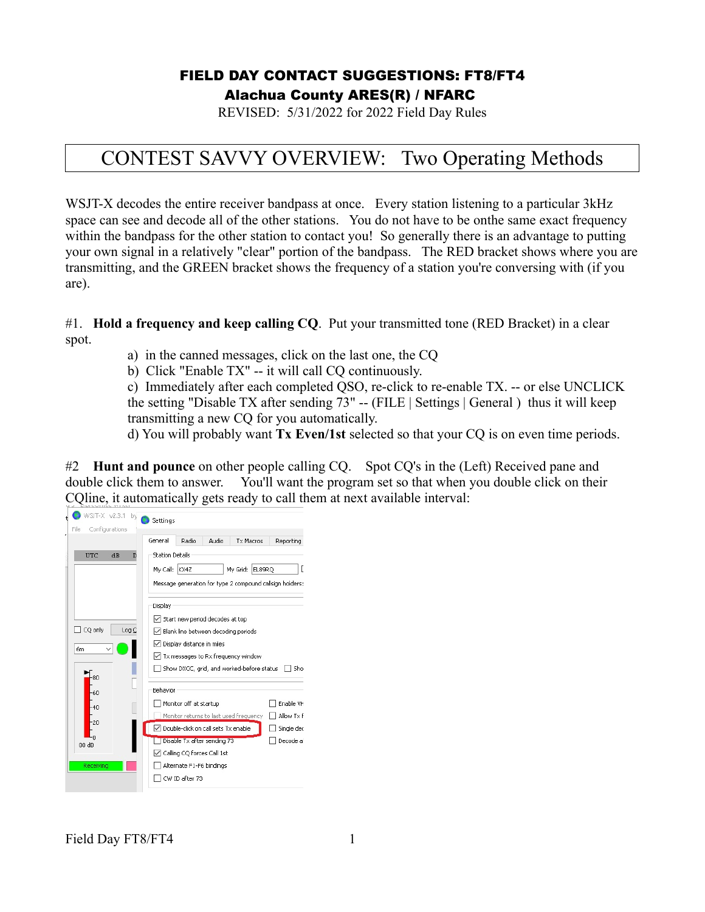**FIELD DAY CONTACT SUGGESTIONS: FT8/FT4**

**Alachua County ARES(R) / NFARC**

REVISED: 5/31/2022 for 2022 Field Day Rules

# CONTEST SAVVY OVERVIEW: Two Operating Methods

WSJT-X decodes the entire receiver bandpass at once. Every station listening to a particular 3kHz space can see and decode all of the other stations. You do not have to be onthe same exact frequency within the bandpass for the other station to contact you! So generally there is an advantage to putting your own signal in a relatively "clear" portion of the bandpass. The RED bracket shows where you are transmitting, and the GREEN bracket shows the frequency of a station you're conversing with (if you are).

#1. **Hold a frequency and keep calling CQ**. Put your transmitted tone (RED Bracket) in a clear spot.

- a) in the canned messages, click on the last one, the CQ
- b) Click "Enable TX" -- it will call CQ continuously.
- c) Immediately after each completed QSO, re-click to re-enable TX. -- or else UNCLICK the setting "Disable TX after sending 73" -- (FILE | Settings | General ) thus it will keep transmitting a new CQ for you automatically.
- d) You will probably want **Tx Even/1st** selected so that your CQ is on even time periods.

#2 **Hunt and pounce** on other people calling CQ. Spot CQ's in the (Left) Received pane and double click them to answer. You'll want the program set so that when you double click on their CQline, it automatically gets ready to call them at next available interval: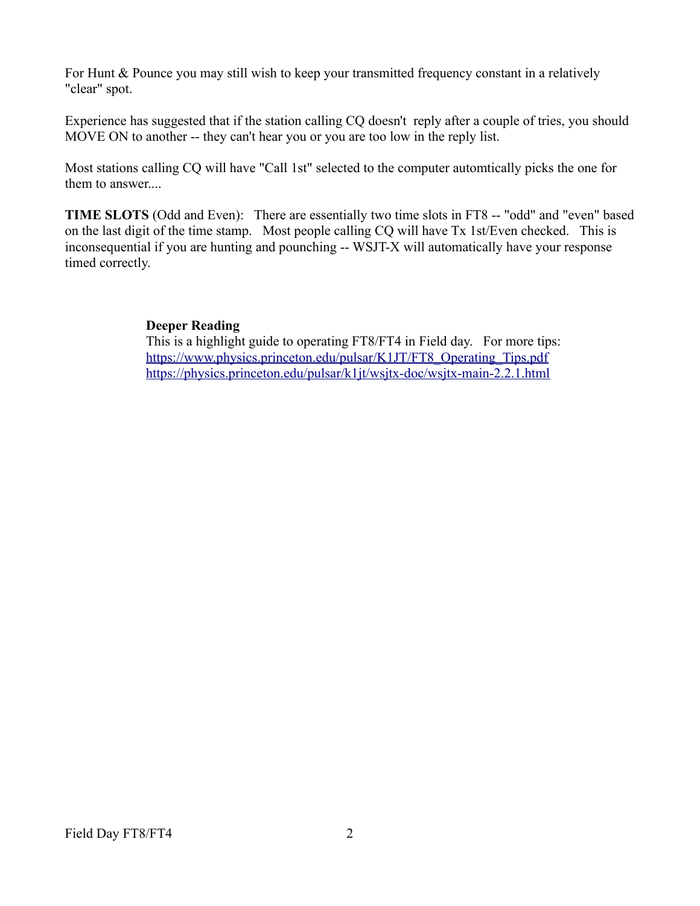For Hunt & Pounce you may still wish to keep your transmitted frequency constant in a relatively "clear" spot.

Experience has suggested that if the station calling CQ doesn't reply after a couple of tries, you should MOVE ON to another -- they can't hear you or you are too low in the reply list.

Most stations calling CQ will have "Call 1st" selected to the computer automtically picks the one for them to answer....

**TIME SLOTS** (Odd and Even): There are essentially two time slots in FT8 -- "odd" and "even" based on the last digit of the time stamp. Most people calling CQ will have Tx 1st/Even checked. This is inconsequential if you are hunting and pounching -- WSJT-X will automatically have your response timed correctly.

**Deeper Reading**
This is a highlight guide to operating FT8/FT4 in Field day. For more tips:
https://www.physics.princeton.edu/pulsar/K1JT/FT8_Operating_Tips.pdf
https://physics.princeton.edu/pulsar/k1jt/wsjtx-doc/wsjtx-main-2.2.1.html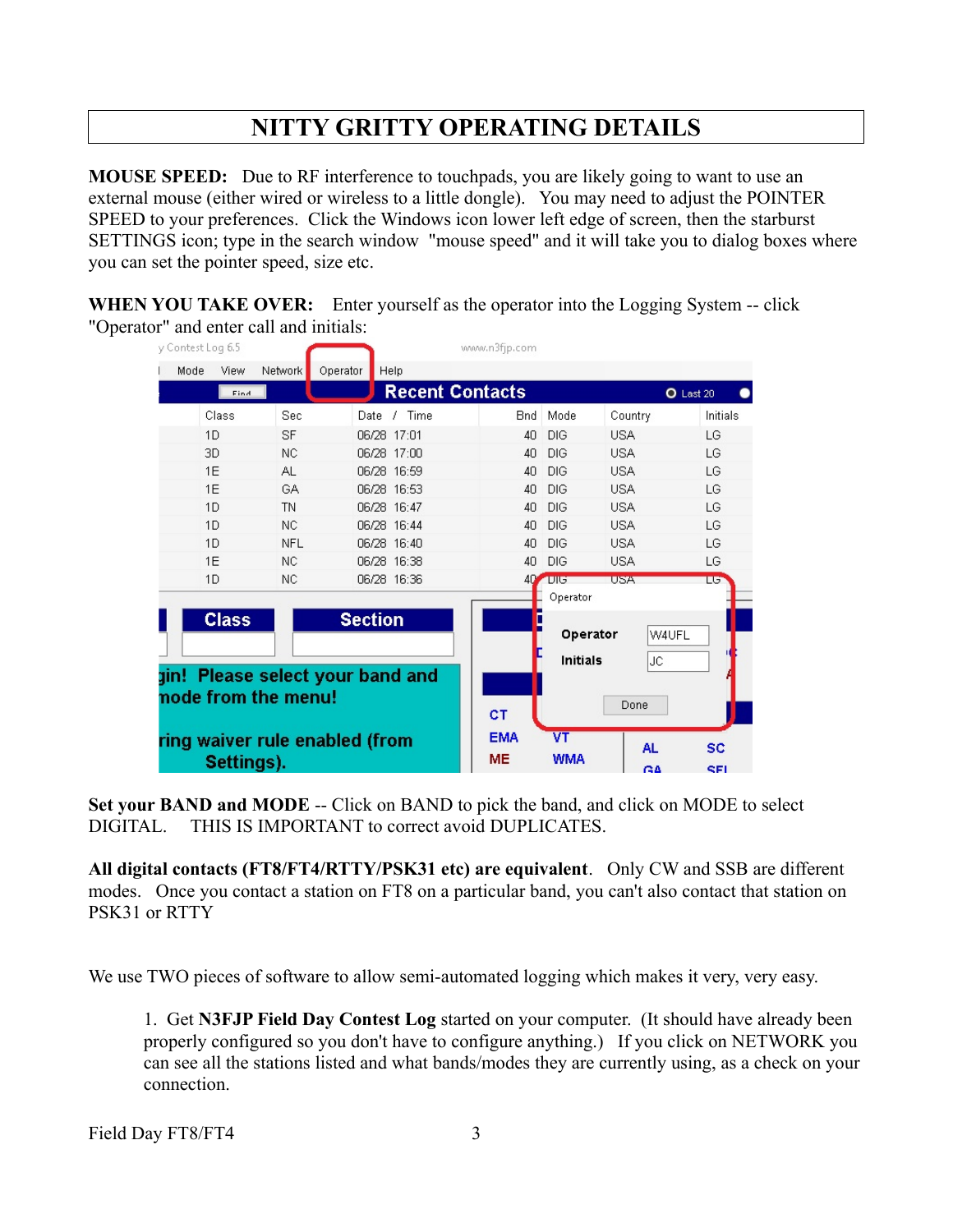# NITTY GRITTY OPERATING DETAILS

**MOUSE SPEED:** Due to RF interference to touchpads, you are likely going to want to use an external mouse (either wired or wireless to a little dongle). You may need to adjust the POINTER SPEED to your preferences. Click the Windows icon lower left edge of screen, then the starburst SETTINGS icon; type in the search window "mouse speed" and it will take you to dialog boxes where you can set the pointer speed, size etc.

**WHEN YOU TAKE OVER:** Enter yourself as the operator into the Logging System -- click "Operator" and enter call and initials:

**Set your BAND and MODE** -- Click on BAND to pick the band, and click on MODE to select DIGITAL. THIS IS IMPORTANT to correct avoid DUPLICATES.

**All digital contacts (FT8/FT4/RTTY/PSK31 etc) are equivalent**. Only CW and SSB are different modes. Once you contact a station on FT8 on a particular band, you can't also contact that station on PSK31 or RTTY

We use TWO pieces of software to allow semi-automated logging which makes it very, very easy.

1. Get **N3FJP Field Day Contest Log** started on your computer. (It should have already been properly configured so you don't have to configure anything.) If you click on NETWORK you can see all the stations listed and what bands/modes they are currently using, as a check on your connection.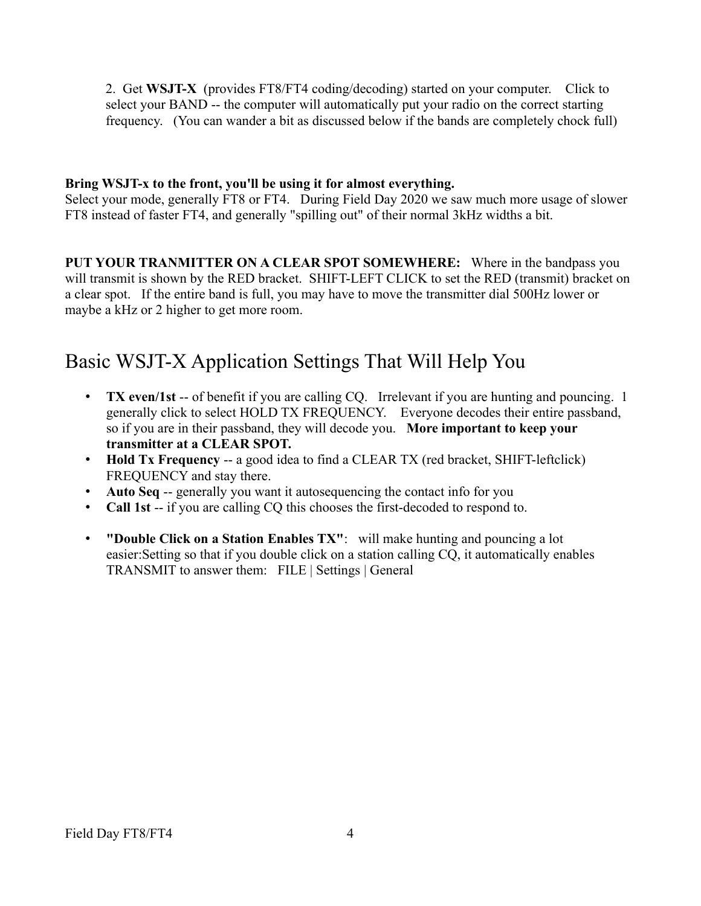2. Get **WSJT-X** (provides FT8/FT4 coding/decoding) started on your computer. Click to select your BAND -- the computer will automatically put your radio on the correct starting frequency. (You can wander a bit as discussed below if the bands are completely chock full)

**Bring WSJT-x to the front, you'll be using it for almost everything.**
Select your mode, generally FT8 or FT4. During Field Day 2020 we saw much more usage of slower FT8 instead of faster FT4, and generally "spilling out" of their normal 3kHz widths a bit.

**PUT YOUR TRANMITTER ON A CLEAR SPOT SOMEWHERE:** Where in the bandpass you will transmit is shown by the RED bracket. SHIFT-LEFT CLICK to set the RED (transmit) bracket on a clear spot. If the entire band is full, you may have to move the transmitter dial 500Hz lower or maybe a kHz or 2 higher to get more room.

# Basic WSJT-X Application Settings That Will Help You

- **TX even/1st** -- of benefit if you are calling CQ. Irrelevant if you are hunting and pouncing. I generally click to select HOLD TX FREQUENCY. Everyone decodes their entire passband, so if you are in their passband, they will decode you. **More important to keep your transmitter at a CLEAR SPOT.**
- **Hold Tx Frequency** -- a good idea to find a CLEAR TX (red bracket, SHIFT-leftclick) FREQUENCY and stay there.
- **Auto Seq** -- generally you want it autosequencing the contact info for you
- **Call 1st** -- if you are calling CQ this chooses the first-decoded to respond to.

- **"Double Click on a Station Enables TX"**: will make hunting and pouncing a lot easier:Setting so that if you double click on a station calling CQ, it automatically enables TRANSMIT to answer them: FILE | Settings | General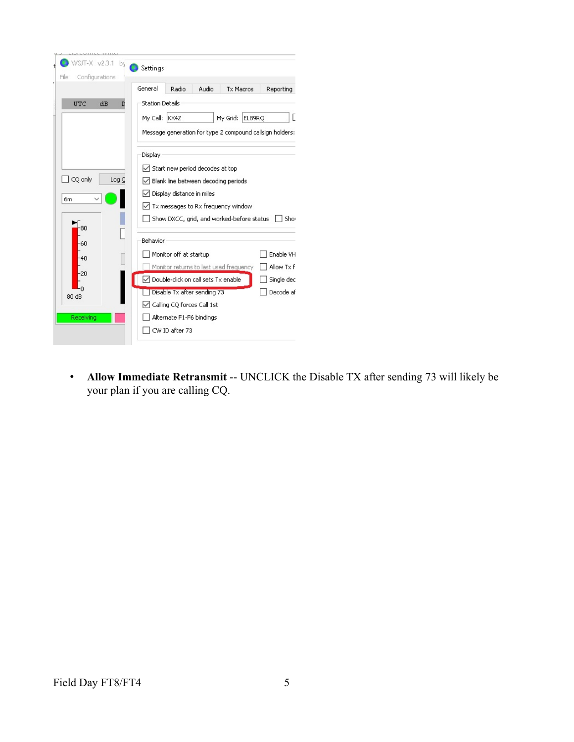- **Allow Immediate Retransmit** -- UNCLICK the Disable TX after sending 73 will likely be your plan if you are calling CQ.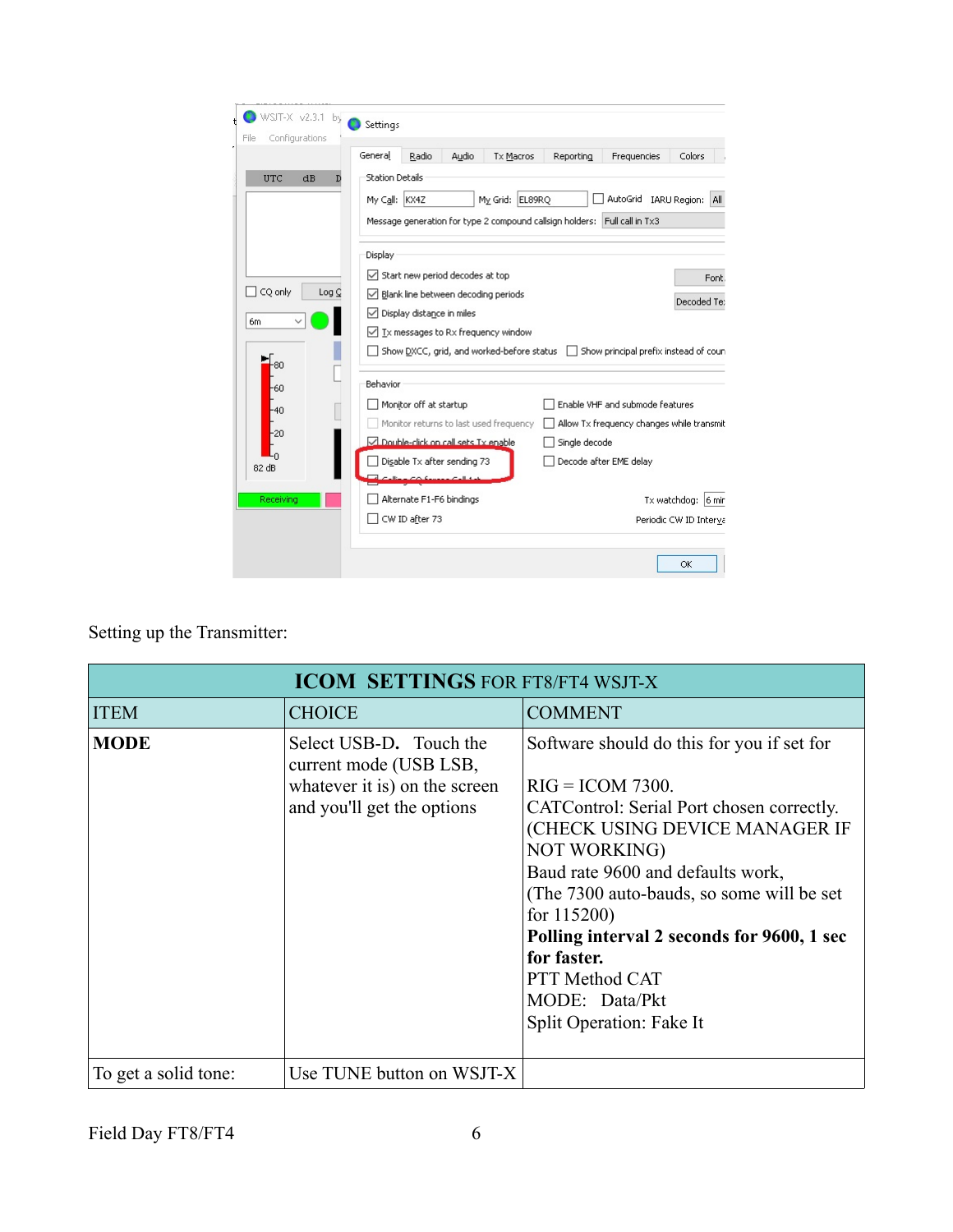Setting up the Transmitter:

| ICOM SETTINGS FOR FT8/FT4 WSJT-X | | |
|---|---|---|
| ITEM | CHOICE | COMMENT |
| **MODE** | Select USB-D. Touch the current mode (USB LSB, whatever it is) on the screen and you'll get the options | Software should do this for you if set for<br><br>RIG = ICOM 7300.<br>CATControl: Serial Port chosen correctly. (CHECK USING DEVICE MANAGER IF NOT WORKING)<br>Baud rate 9600 and defaults work, (The 7300 auto-bauds, so some will be set for 115200)<br>**Polling interval 2 seconds for 9600, 1 sec for faster.**<br>PTT Method CAT<br>MODE: Data/Pkt<br>Split Operation: Fake It |
| To get a solid tone: | Use TUNE button on WSJT-X | |

Field Day FT8/FT4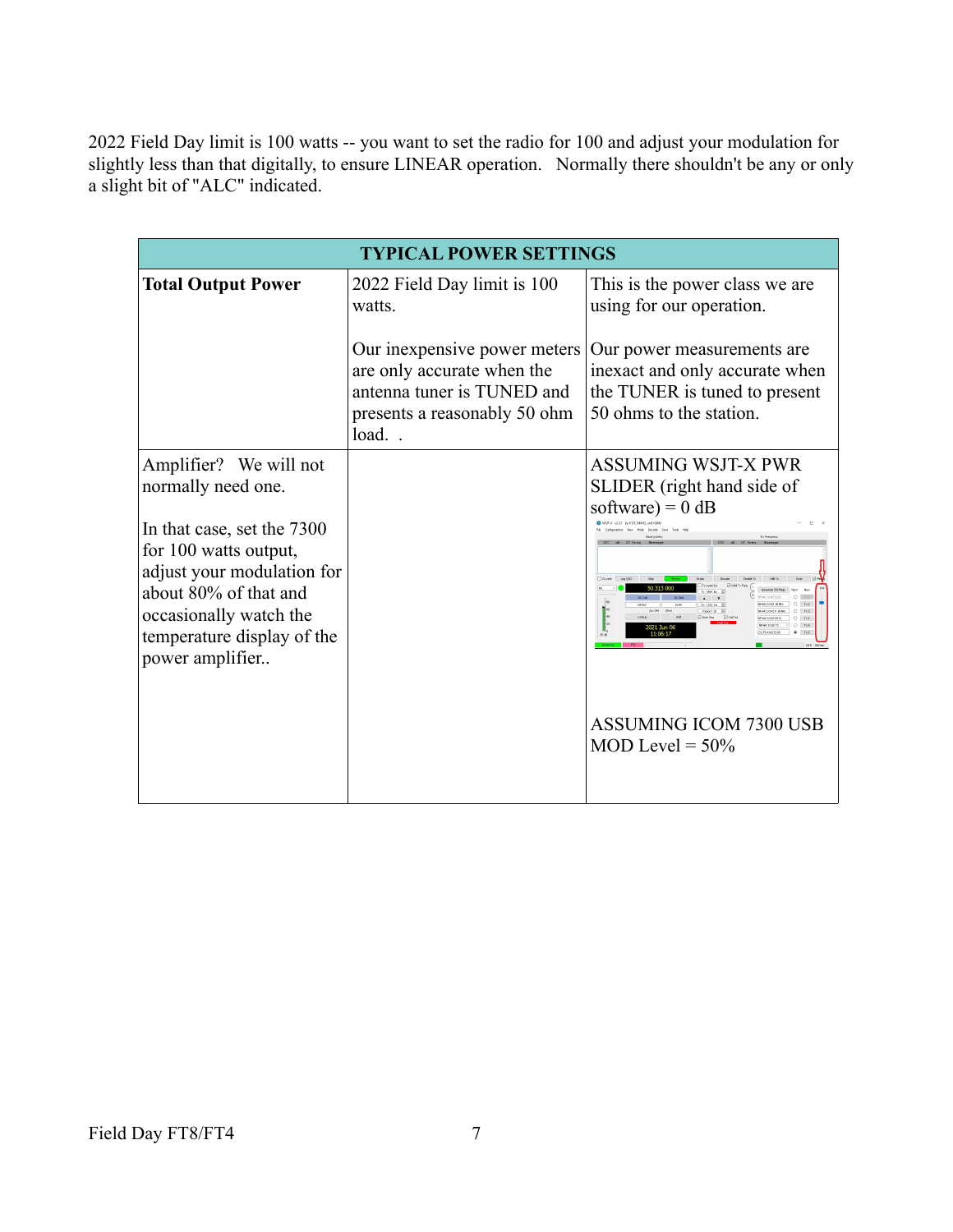2022 Field Day limit is 100 watts -- you want to set the radio for 100 and adjust your modulation for slightly less than that digitally, to ensure LINEAR operation. Normally there shouldn't be any or only a slight bit of "ALC" indicated.

| TYPICAL POWER SETTINGS | | |
|---|---|---|
| **Total Output Power** | 2022 Field Day limit is 100 watts.<br><br>Our inexpensive power meters are only accurate when the antenna tuner is TUNED and presents a reasonably 50 ohm load. . | This is the power class we are using for our operation.<br><br>Our power measurements are inexact and only accurate when the TUNER is tuned to present 50 ohms to the station. |
| Amplifier? We will not normally need one.<br><br>In that case, set the 7300 for 100 watts output, adjust your modulation for about 80% of that and occasionally watch the temperature display of the power amplifier.. | | ASSUMING WSJT-X PWR SLIDER (right hand side of software) = 0 dB<br><br>ASSUMING ICOM 7300 USB MOD Level = 50% |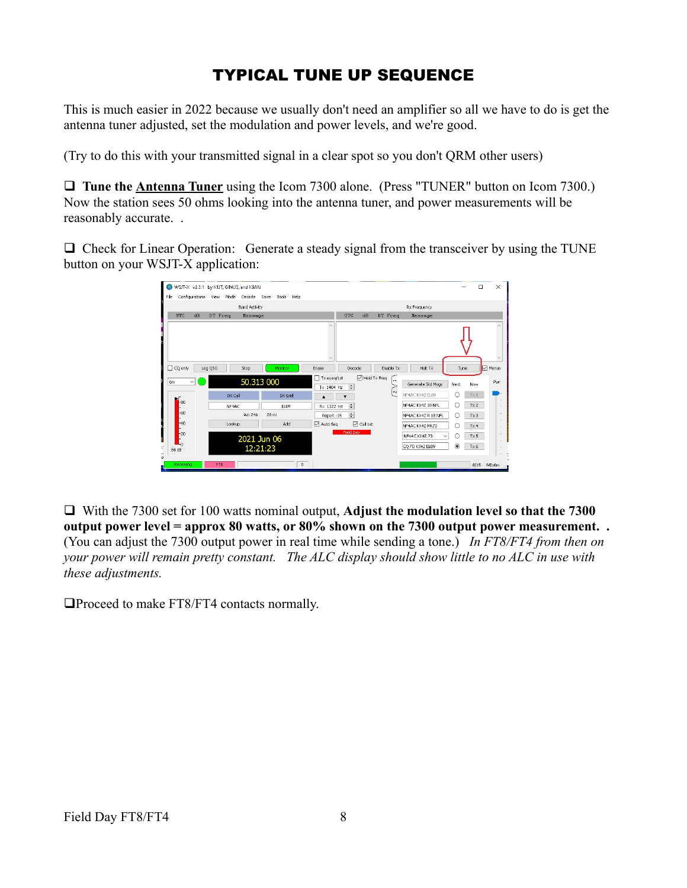# TYPICAL TUNE UP SEQUENCE

This is much easier in 2022 because we usually don't need an amplifier so all we have to do is get the antenna tuner adjusted, set the modulation and power levels, and we're good.

(Try to do this with your transmitted signal in a clear spot so you don't QRM other users)

❑ **Tune the Antenna Tuner** using the Icom 7300 alone. (Press "TUNER" button on Icom 7300.) Now the station sees 50 ohms looking into the antenna tuner, and power measurements will be reasonably accurate. .

❑ Check for Linear Operation: Generate a steady signal from the transceiver by using the TUNE button on your WSJT-X application:

❑ With the 7300 set for 100 watts nominal output, **Adjust the modulation level so that the 7300 output power level = approx 80 watts, or 80% shown on the 7300 output power measurement. .** (You can adjust the 7300 output power in real time while sending a tone.) *In FT8/FT4 from then on your power will remain pretty constant. The ALC display should show little to no ALC in use with these adjustments.*

❑Proceed to make FT8/FT4 contacts normally.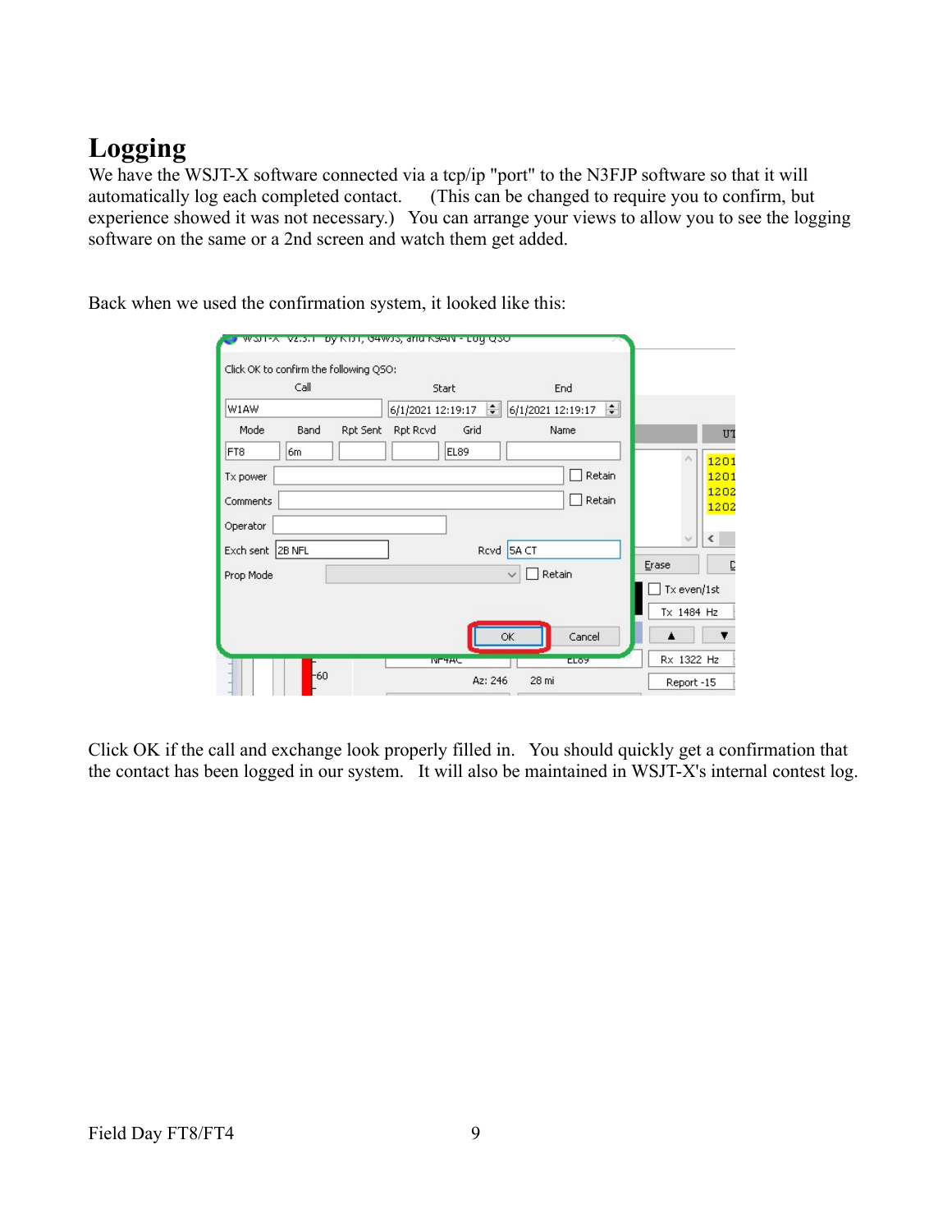# Logging

We have the WSJT-X software connected via a tcp/ip "port" to the N3FJP software so that it will automatically log each completed contact. (This can be changed to require you to confirm, but experience showed it was not necessary.) You can arrange your views to allow you to see the logging software on the same or a 2nd screen and watch them get added.

Back when we used the confirmation system, it looked like this:

Click OK if the call and exchange look properly filled in. You should quickly get a confirmation that the contact has been logged in our system. It will also be maintained in WSJT-X's internal contest log.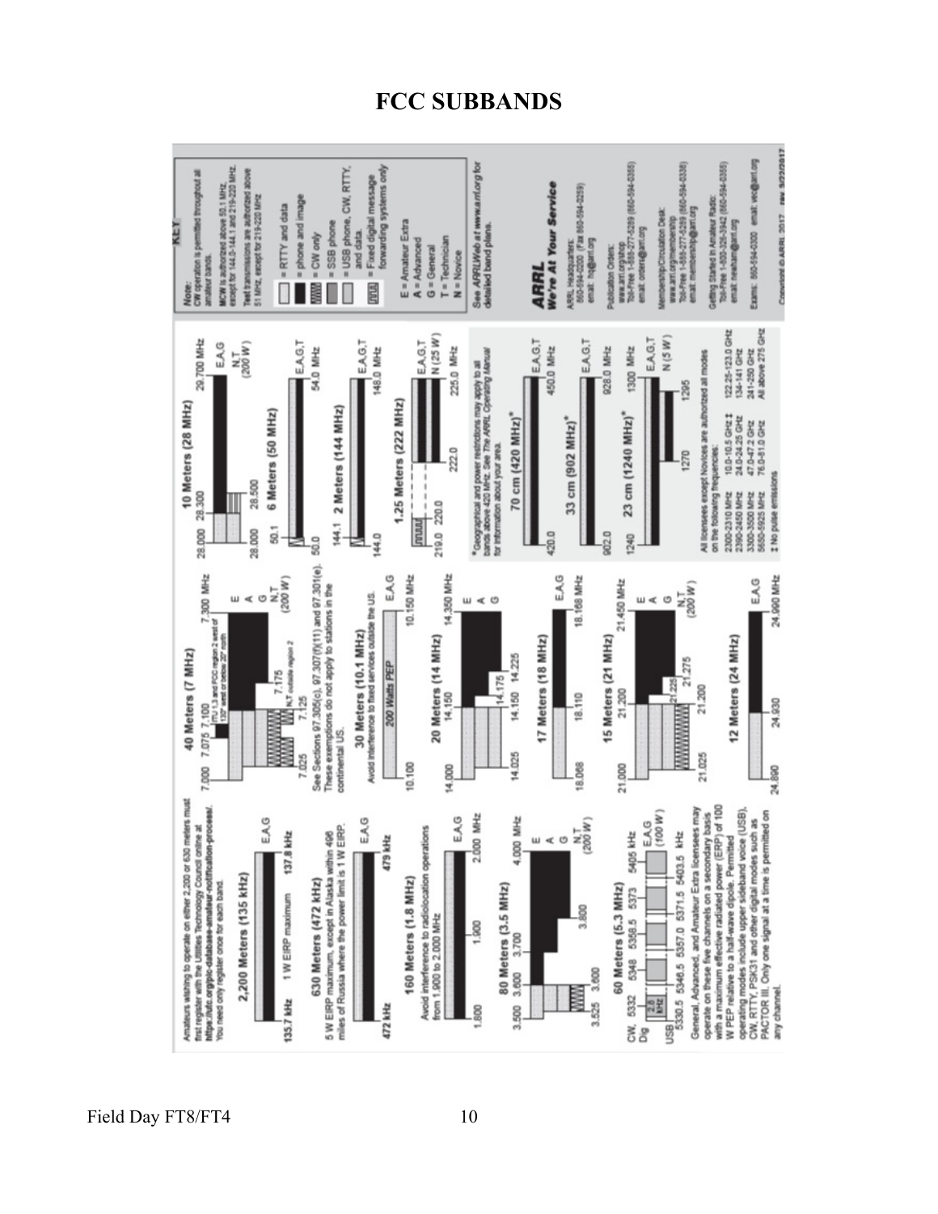# FCC SUBBANDS

Amateurs wishing to operate on either 2,200 or 630 meters must first register with the Utilities Technology Council online at https://utc.org/plc-database-amateur-notification-process/. You need only register once for each band.

2,200 Meters (135 kHz)

135.7 kHz — 1 W EIRP maximum — 137.8 kHz — E,A,G

630 Meters (472 kHz)

5 W EIRP maximum, except in Alaska within 496 miles of Russia where the power limit is 1 W EIRP.

472 kHz — 479 kHz — E,A,G

160 Meters (1.8 MHz)

Avoid interference to radiolocation operations from 1.900 to 2.000 MHz

1.800 — 1.900 — 2.000 MHz — E,A,G

80 Meters (3.5 MHz)

3.500 3.600 3.700 — 4.000 MHz — E A G

3.525 3.600 — 3.800 — N,T (200 W)

60 Meters (5.3 MHz)

CW, Dig: 5332 5348 5358.5 5373 5405 kHz — E,A,G (100 W)

2.8 kHz

USB: 5330.5 5346.5 5357.0 5371.5 5403.5 kHz

General, Advanced, and Amateur Extra licensees may operate on these five channels on a secondary basis with a maximum effective radiated power (ERP) of 100 W PEP relative to a half-wave dipole. Permitted operating modes include upper sideband voice (USB), CW, RTTY, PSK31 and other digital modes such as PACTOR III. Only one signal at a time is permitted on any channel.

40 Meters (7 MHz)

7.000 7.075 7.100 — 7.300 MHz — E A G

ITU 1,3 and FCC region 2 west of 130° west or below 20° north

N,T outside region 2

7.025 7.125 7.175 — N,T (200 W)

See Sections 97.305(c), 97.307(f)(11) and 97.301(e). These exemptions do not apply to stations in the continental US.

30 Meters (10.1 MHz)

Avoid interference to fixed services outside the US.

10.100 — 200 Watts PEP — 10.150 MHz — E,A,G

20 Meters (14 MHz)

14.000 14.150 — 14.350 MHz — E A G

14.025 14.150 14.175 14.225

17 Meters (18 MHz)

18.068 18.110 — 18.168 MHz — E,A,G

15 Meters (21 MHz)

21.000 21.200 — 21.450 MHz — E A G

21.025 21.200 21.225 21.275 — N,T (200 W)

12 Meters (24 MHz)

24.890 24.930 — 24.990 MHz — E,A,G

10 Meters (28 MHz)

28.000 28.300 — 29.700 MHz — E,A,G

28.500 — N,T (200 W)

6 Meters (50 MHz)

50.0 50.1 — 54.0 MHz — E,A,G,T

2 Meters (144 MHz)

144.0 144.1 — 148.0 MHz — E,A,G,T

1.25 Meters (222 MHz)

219.0 220.0 222.0 — 225.0 MHz — E,A,G,T

N (25 W)

*Geographical and power restrictions may apply to all bands above 420 MHz. See *The ARRL Operating Manual* for information about your area.

70 cm (420 MHz)*

420.0 — 450.0 MHz — E,A,G,T

33 cm (902 MHz)*

902.0 — 928.0 MHz — E,A,G,T

23 cm (1240 MHz)*

1240 1270 1295 — 1300 MHz — E,A,G,T

N (5 W)

All licensees except Novices are authorized all modes on the following frequencies:

| | | |
|---|---|---|
| 2300-2310 MHz | 10.0-10.5 GHz ‡ | 122.25-123.0 GHz |
| 2390-2450 MHz | 24.0-24.25 GHz | 134-141 GHz |
| 3300-3500 MHz | 47.0-47.2 GHz | 241-250 GHz |
| 5650-5925 MHz | 76.0-81.0 GHz | All above 275 GHz |

‡ No pulse emissions

**KEY**

Note:
CW operation is permitted throughout all amateur bands.
MCW is authorized above 50.1 MHz, except for 144.0-144.1 and 219-220 MHz.
Test transmissions are authorized above 51 MHz, except for 219-220 MHz

- = RTTY and data
- = phone and image
- = CW only
- = SSB phone
- = USB phone, CW, RTTY, and data.
- = Fixed digital message forwarding systems only

E = Amateur Extra
A = Advanced
G = General
T = Technician
N = Novice

See *ARRLWeb* at www.arrl.org for detailed band plans.

**ARRL** *We're At Your Service*

ARRL Headquarters:
860-594-0200 (Fax 860-594-0259)
email: hq@arrl.org

Publication Orders:
www.arrl.org/shop
Toll-Free 1-888-277-5289 (860-594-0355)
email: orders@arrl.org

Membership/Circulation Desk:
www.arrl.org/membership
Toll-Free 1-888-277-5289 (860-594-0338)
email: membership@arrl.org

Getting Started in Amateur Radio:
Toll-Free 1-800-326-3942 (860-594-0355)
email: newham@arrl.org

Exams: 860-594-0300 email: vec@arrl.org

Copyright © ARRL 2017 rev. 3/22/2017